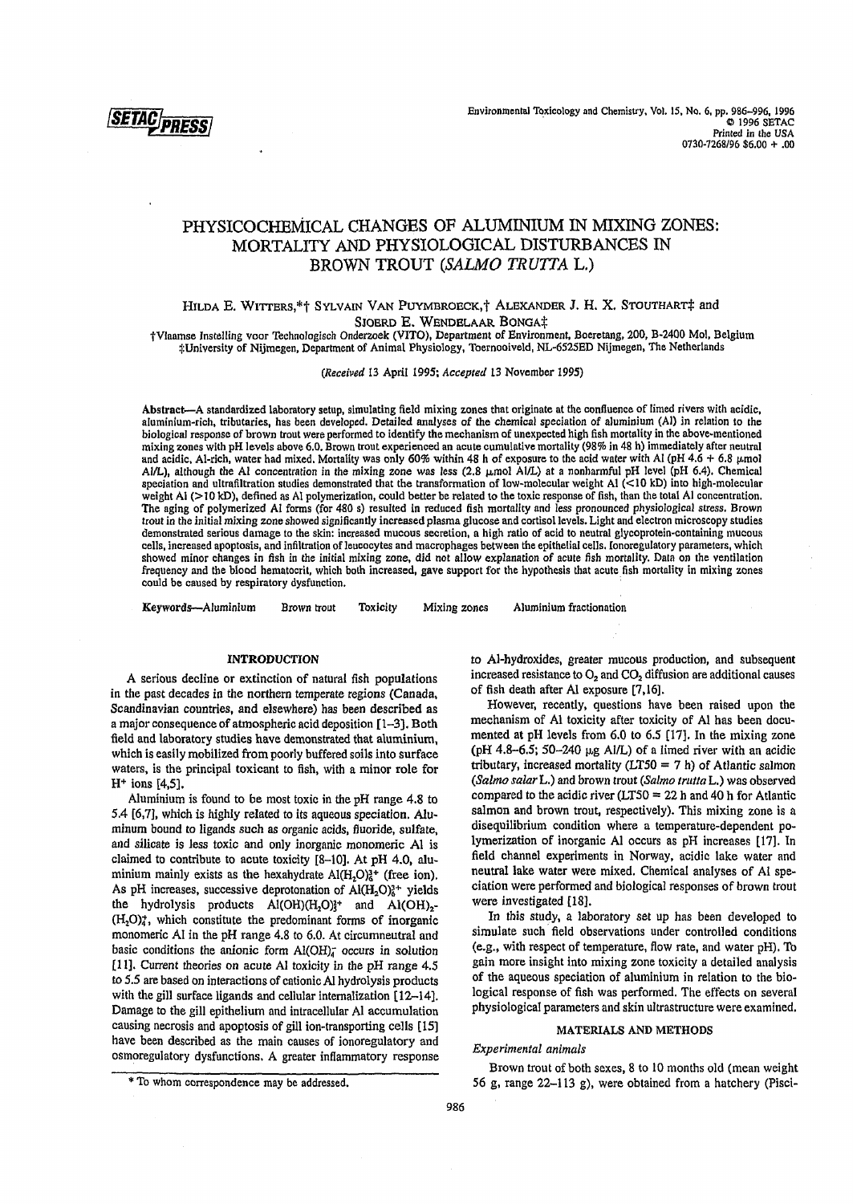# PHYSICOCHEMICAL CHANGES OF ALUMINIUM IN MIXING ZONES: MORTALITY AND PHYSIOLOGICAL DISTURBANCES IN BROWN TROUT (*SALMO TRUTTA* L.)

HILDA E. WITTERS,*† SYLVAIN VAN PUYMBROECK,† ALEXANDER J. H. X. STOUTHART‡ and SJOERD E. WENDELAAR BONGA‡

†Vlaamse Instelling voor Technologisch Onderzoek (VITO), Department of Environment, Boeretang, 200, B-2400 Mol, Belgium
‡University of Nijmegen, Department of Animal Physiology, Toernooiveld, NL-6525ED Nijmegen, The Netherlands

(*Received* 13 April 1995; *Accepted* 13 November 1995)

**Abstract**—A standardized laboratory setup, simulating field mixing zones that originate at the confluence of limed rivers with acidic, aluminium-rich, tributaries, has been developed. Detailed analyses of the chemical speciation of aluminium (Al) in relation to the biological response of brown trout were performed to identify the mechanism of unexpected high fish mortality in the above-mentioned mixing zones with pH levels above 6.0. Brown trout experienced an acute cumulative mortality (98% in 48 h) immediately after neutral and acidic, Al-rich, water had mixed. Mortality was only 60% within 48 h of exposure to the acid water with Al (pH 4.6 + 6.8 μmol Al/L), although the Al concentration in the mixing zone was less (2.8 μmol Al/L) at a nonharmful pH level (pH 6.4). Chemical speciation and ultrafiltration studies demonstrated that the transformation of low-molecular weight Al (<10 kD) into high-molecular weight Al (>10 kD), defined as Al polymerization, could better be related to the toxic response of fish, than the total Al concentration. The aging of polymerized Al forms (for 480 s) resulted in reduced fish mortality and less pronounced physiological stress. Brown trout in the initial mixing zone showed significantly increased plasma glucose and cortisol levels. Light and electron microscopy studies demonstrated serious damage to the skin: increased mucous secretion, a high ratio of acid to neutral glycoprotein-containing mucous cells, increased apoptosis, and infiltration of leucocytes and macrophages between the epithelial cells. Ionoregulatory parameters, which showed minor changes in fish in the initial mixing zone, did not allow explanation of acute fish mortality. Data on the ventilation frequency and the blood hematocrit, which both increased, gave support for the hypothesis that acute fish mortality in mixing zones could be caused by respiratory dysfunction.

**Keywords**—Aluminium  Brown trout  Toxicity  Mixing zones  Aluminium fractionation

## INTRODUCTION

A serious decline or extinction of natural fish populations in the past decades in the northern temperate regions (Canada, Scandinavian countries, and elsewhere) has been described as a major consequence of atmospheric acid deposition [1–3]. Both field and laboratory studies have demonstrated that aluminium, which is easily mobilized from poorly buffered soils into surface waters, is the principal toxicant to fish, with a minor role for $H^+$ ions [4,5].

Aluminium is found to be most toxic in the pH range 4.8 to 5.4 [6,7], which is highly related to its aqueous speciation. Aluminum bound to ligands such as organic acids, fluoride, sulfate, and silicate is less toxic and only inorganic monomeric Al is claimed to contribute to acute toxicity [8–10]. At pH 4.0, aluminium mainly exists as the hexahydrate $Al(H_2O)_6^{3+}$ (free ion). As pH increases, successive deprotonation of $Al(H_2O)_6^{3+}$ yields the hydrolysis products $Al(OH)(H_2O)_5^{2+}$ and $Al(OH)_2(H_2O)_4^{+}$, which constitute the predominant forms of inorganic monomeric Al in the pH range 4.8 to 6.0. At circumneutral and basic conditions the anionic form $Al(OH)_4^-$ occurs in solution [11]. Current theories on acute Al toxicity in the pH range 4.5 to 5.5 are based on interactions of cationic Al hydrolysis products with the gill surface ligands and cellular internalization [12–14]. Damage to the gill epithelium and intracellular Al accumulation causing necrosis and apoptosis of gill ion-transporting cells [15] have been described as the main causes of ionoregulatory and osmoregulatory dysfunctions. A greater inflammatory response to Al-hydroxides, greater mucous production, and subsequent increased resistance to $O_2$ and $CO_2$ diffusion are additional causes of fish death after Al exposure [7,16].

However, recently, questions have been raised upon the mechanism of Al toxicity after toxicity of Al has been documented at pH levels from 6.0 to 6.5 [17]. In the mixing zone (pH 4.8–6.5; 50–240 μg Al/L) of a limed river with an acidic tributary, increased mortality (LT50 = 7 h) of Atlantic salmon (*Salmo salar* L.) and brown trout (*Salmo trutta* L.) was observed compared to the acidic river (LT50 = 22 h and 40 h for Atlantic salmon and brown trout, respectively). This mixing zone is a disequilibrium condition where a temperature-dependent polymerization of inorganic Al occurs as pH increases [17]. In field channel experiments in Norway, acidic lake water and neutral lake water were mixed. Chemical analyses of Al speciation were performed and biological responses of brown trout were investigated [18].

In this study, a laboratory set up has been developed to simulate such field observations under controlled conditions (e.g., with respect of temperature, flow rate, and water pH). To gain more insight into mixing zone toxicity a detailed analysis of the aqueous speciation of aluminium in relation to the biological response of fish was performed. The effects on several physiological parameters and skin ultrastructure were examined.

## MATERIALS AND METHODS

### *Experimental animals*

Brown trout of both sexes, 8 to 10 months old (mean weight 56 g, range 22–113 g), were obtained from a hatchery (Pisci-

\* To whom correspondence may be addressed.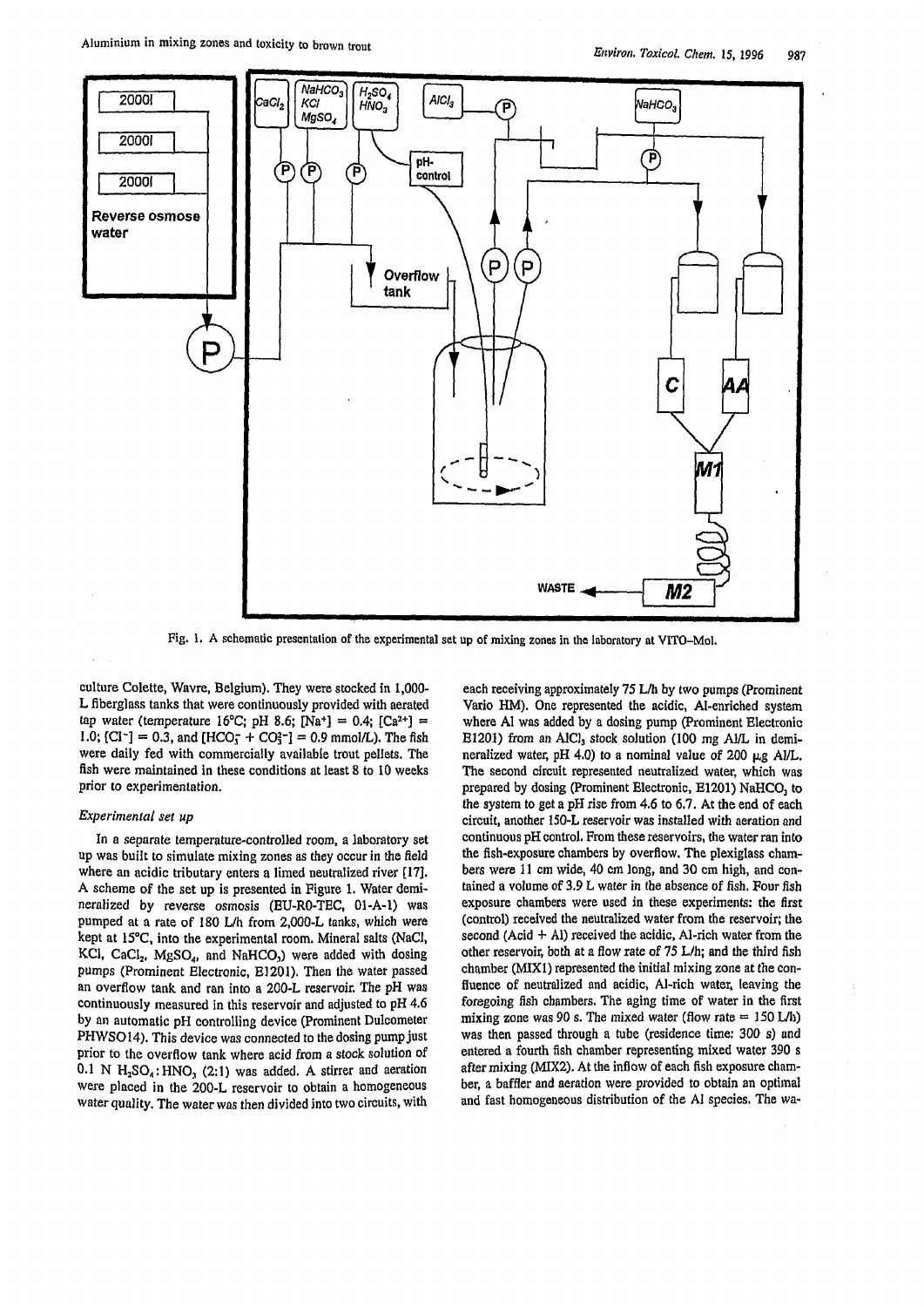Fig. 1. A schematic presentation of the experimental set up of mixing zones in the laboratory at VITO–Mol.

culture Colette, Wavre, Belgium). They were stocked in 1,000-L fiberglass tanks that were continuously provided with aerated tap water (temperature 16°C; pH 8.6; $[Na^+] = 0.4$; $[Ca^{2+}] = 1.0$; $[Cl^-] = 0.3$, and $[HCO_3^- + CO_3^{2-}] = 0.9$ mmol/L). The fish were daily fed with commercially available trout pellets. The fish were maintained in these conditions at least 8 to 10 weeks prior to experimentation.

### *Experimental set up*

In a separate temperature-controlled room, a laboratory set up was built to simulate mixing zones as they occur in the field where an acidic tributary enters a limed neutralized river [17]. A scheme of the set up is presented in Figure 1. Water demineralized by reverse osmosis (EU-RO-TEC, 01-A-1) was pumped at a rate of 180 L/h from 2,000-L tanks, which were kept at 15°C, into the experimental room. Mineral salts (NaCl, KCl, $CaCl_2$, $MgSO_4$, and $NaHCO_3$) were added with dosing pumps (Prominent Electronic, E1201). Then the water passed an overflow tank and ran into a 200-L reservoir. The pH was continuously measured in this reservoir and adjusted to pH 4.6 by an automatic pH controlling device (Prominent Dulcometer PHWSO14). This device was connected to the dosing pump just prior to the overflow tank where acid from a stock solution of 0.1 N $H_2SO_4$:$HNO_3$ (2:1) was added. A stirrer and aeration were placed in the 200-L reservoir to obtain a homogeneous water quality. The water was then divided into two circuits, with each receiving approximately 75 L/h by two pumps (Prominent Vario HM). One represented the acidic, Al-enriched system where Al was added by a dosing pump (Prominent Electronic E1201) from an $AlCl_3$ stock solution (100 mg Al/L in demineralized water, pH 4.0) to a nominal value of 200 μg Al/L. The second circuit represented neutralized water, which was prepared by dosing (Prominent Electronic, E1201) $NaHCO_3$ to the system to get a pH rise from 4.6 to 6.7. At the end of each circuit, another 150-L reservoir was installed with aeration and continuous pH control. From these reservoirs, the water ran into the fish-exposure chambers by overflow. The plexiglass chambers were 11 cm wide, 40 cm long, and 30 cm high, and contained a volume of 3.9 L water in the absence of fish. Four fish exposure chambers were used in these experiments: the first (control) received the neutralized water from the reservoir; the second (Acid + Al) received the acidic, Al-rich water from the other reservoir, both at a flow rate of 75 L/h; and the third fish chamber (MIX1) represented the initial mixing zone at the confluence of neutralized and acidic, Al-rich water, leaving the foregoing fish chambers. The aging time of water in the first mixing zone was 90 s. The mixed water (flow rate = 150 L/h) was then passed through a tube (residence time: 300 s) and entered a fourth fish chamber representing mixed water 390 s after mixing (MIX2). At the inflow of each fish exposure chamber, a baffler and aeration were provided to obtain an optimal and fast homogeneous distribution of the Al species. The wa-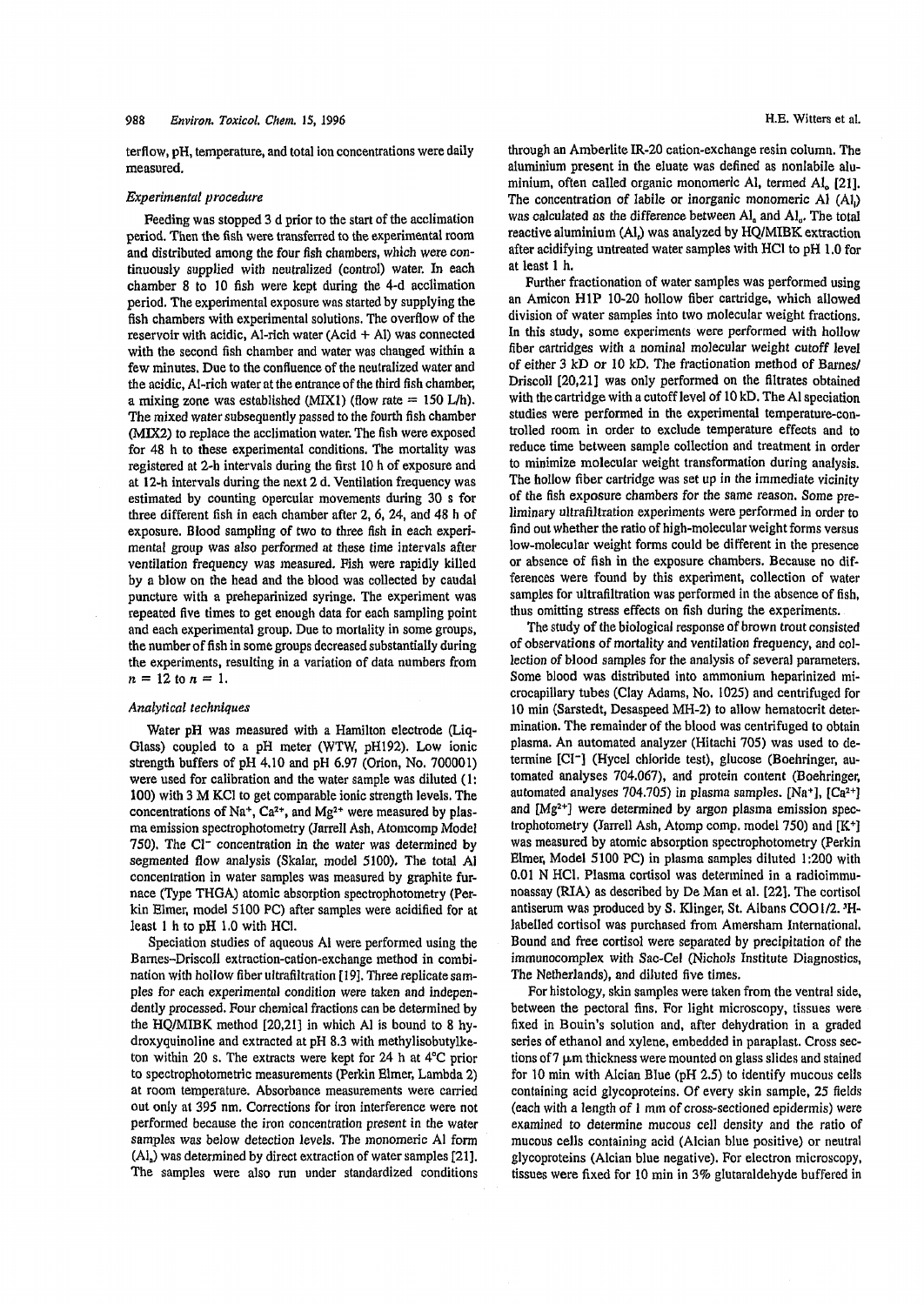terflow, pH, temperature, and total ion concentrations were daily measured.

### *Experimental procedure*

Feeding was stopped 3 d prior to the start of the acclimation period. Then the fish were transferred to the experimental room and distributed among the four fish chambers, which were continuously supplied with neutralized (control) water. In each chamber 8 to 10 fish were kept during the 4-d acclimation period. The experimental exposure was started by supplying the fish chambers with experimental solutions. The overflow of the reservoir with acidic, Al-rich water (Acid + Al) was connected with the second fish chamber and water was changed within a few minutes. Due to the confluence of the neutralized water and the acidic, Al-rich water at the entrance of the third fish chamber, a mixing zone was established (MIX1) (flow rate = 150 L/h). The mixed water subsequently passed to the fourth fish chamber (MIX2) to replace the acclimation water. The fish were exposed for 48 h to these experimental conditions. The mortality was registered at 2-h intervals during the first 10 h of exposure and at 12-h intervals during the next 2 d. Ventilation frequency was estimated by counting opercular movements during 30 s for three different fish in each chamber after 2, 6, 24, and 48 h of exposure. Blood sampling of two to three fish in each experimental group was also performed at these time intervals after ventilation frequency was measured. Fish were rapidly killed by a blow on the head and the blood was collected by caudal puncture with a preheparinized syringe. The experiment was repeated five times to get enough data for each sampling point and each experimental group. Due to mortality in some groups, the number of fish in some groups decreased substantially during the experiments, resulting in a variation of data numbers from $n = 12$ to $n = 1$.

### *Analytical techniques*

Water pH was measured with a Hamilton electrode (Liq-Glass) coupled to a pH meter (WTW, pH192). Low ionic strength buffers of pH 4.10 and pH 6.97 (Orion, No. 700001) were used for calibration and the water sample was diluted (1:100) with 3 M KCl to get comparable ionic strength levels. The concentrations of $Na^+$, $Ca^{2+}$, and $Mg^{2+}$ were measured by plasma emission spectrophotometry (Jarrell Ash, Atomcomp Model 750). The $Cl^-$ concentration in the water was determined by segmented flow analysis (Skalar, model 5100). The total Al concentration in water samples was measured by graphite furnace (Type THGA) atomic absorption spectrophotometry (Perkin Elmer, model 5100 PC) after samples were acidified for at least 1 h to pH 1.0 with HCl.

Speciation studies of aqueous Al were performed using the Barnes-Driscoll extraction-cation-exchange method in combination with hollow fiber ultrafiltration [19]. Three replicate samples for each experimental condition were taken and independently processed. Four chemical fractions can be determined by the HQ/MIBK method [20,21] in which Al is bound to 8 hydroxyquinoline and extracted at pH 8.3 with methylisobutylketon within 20 s. The extracts were kept for 24 h at 4°C prior to spectrophotometric measurements (Perkin Elmer, Lambda 2) at room temperature. Absorbance measurements were carried out only at 395 nm. Corrections for iron interference were not performed because the iron concentration present in the water samples was below detection levels. The monomeric Al form ($Al_a$) was determined by direct extraction of water samples [21]. The samples were also run under standardized conditions through an Amberlite IR-20 cation-exchange resin column. The aluminium present in the eluate was defined as nonlabile aluminium, often called organic monomeric Al, termed $Al_o$ [21]. The concentration of labile or inorganic monomeric Al ($Al_i$) was calculated as the difference between $Al_a$ and $Al_o$. The total reactive aluminium ($Al_r$) was analyzed by HQ/MIBK extraction after acidifying untreated water samples with HCl to pH 1.0 for at least 1 h.

Further fractionation of water samples was performed using an Amicon H1P 10-20 hollow fiber cartridge, which allowed division of water samples into two molecular weight fractions. In this study, some experiments were performed with hollow fiber cartridges with a nominal molecular weight cutoff level of either 3 kD or 10 kD. The fractionation method of Barnes/Driscoll [20,21] was only performed on the filtrates obtained with the cartridge with a cutoff level of 10 kD. The Al speciation studies were performed in the experimental temperature-controlled room in order to exclude temperature effects and to reduce time between sample collection and treatment in order to minimize molecular weight transformation during analysis. The hollow fiber cartridge was set up in the immediate vicinity of the fish exposure chambers for the same reason. Some preliminary ultrafiltration experiments were performed in order to find out whether the ratio of high-molecular weight forms versus low-molecular weight forms could be different in the presence or absence of fish in the exposure chambers. Because no differences were found by this experiment, collection of water samples for ultrafiltration was performed in the absence of fish, thus omitting stress effects on fish during the experiments.

The study of the biological response of brown trout consisted of observations of mortality and ventilation frequency, and collection of blood samples for the analysis of several parameters. Some blood was distributed into ammonium heparinized microcapillary tubes (Clay Adams, No. 1025) and centrifuged for 10 min (Sarstedt, Desaspeed MH-2) to allow hematocrit determination. The remainder of the blood was centrifuged to obtain plasma. An automated analyzer (Hitachi 705) was used to determine $[Cl^-]$ (Hycel chloride test), glucose (Boehringer, automated analyses 704.067), and protein content (Boehringer, automated analyses 704.705) in plasma samples. $[Na^+]$, $[Ca^{2+}]$ and $[Mg^{2+}]$ were determined by argon plasma emission spectrophotometry (Jarrell Ash, Atomp comp. model 750) and $[K^+]$ was measured by atomic absorption spectrophotometry (Perkin Elmer, Model 5100 PC) in plasma samples diluted 1:200 with 0.01 N HCl. Plasma cortisol was determined in a radioimmunoassay (RIA) as described by De Man et al. [22]. The cortisol antiserum was produced by S. Klinger, St. Albans COO1/2. $^3$H-labelled cortisol was purchased from Amersham International. Bound and free cortisol were separated by precipitation of the immunocomplex with Sac-Cel (Nichols Institute Diagnostics, The Netherlands), and diluted five times.

For histology, skin samples were taken from the ventral side, between the pectoral fins. For light microscopy, tissues were fixed in Bouin's solution and, after dehydration in a graded series of ethanol and xylene, embedded in paraplast. Cross sections of 7 μm thickness were mounted on glass slides and stained for 10 min with Alcian Blue (pH 2.5) to identify mucous cells containing acid glycoproteins. Of every skin sample, 25 fields (each with a length of 1 mm of cross-sectioned epidermis) were examined to determine mucous cell density and the ratio of mucous cells containing acid (Alcian blue positive) or neutral glycoproteins (Alcian blue negative). For electron microscopy, tissues were fixed for 10 min in 3% glutaraldehyde buffered in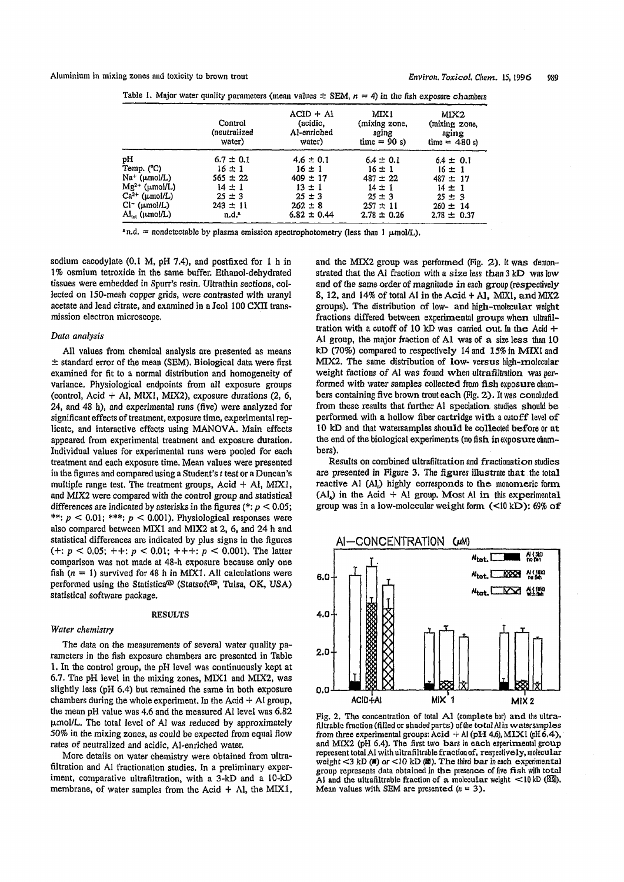Table 1. Major water quality parameters (mean values ± SEM, $n = 4$) in the fish exposure chambers

| | Control (neutralized water) | ACID + Al (acidic, Al-enriched water) | MIX1 (mixing zone, aging time = 90 s) | MIX2 (mixing zone, aging time = 480 s) |
|---|---|---|---|---|
| pH | 6.7 ± 0.1 | 4.6 ± 0.1 | 6.4 ± 0.1 | 6.4 ± 0.1 |
| Temp. (°C) | 16 ± 1 | 16 ± 1 | 16 ± 1 | 16 ± 1 |
| $Na^+$ (µmol/L) | 565 ± 22 | 409 ± 17 | 487 ± 22 | 487 ± 17 |
| $Mg^{2+}$ (µmol/L) | 14 ± 1 | 13 ± 1 | 14 ± 1 | 14 ± 1 |
| $Ca^{2+}$ (µmol/L) | 25 ± 3 | 25 ± 3 | 25 ± 3 | 25 ± 3 |
| $Cl^-$ (µmol/L) | 243 ± 11 | 262 ± 8 | 257 ± 11 | 260 ± 14 |
| $Al_{tot}$ (µmol/L) | n.d.[a] | 6.82 ± 0.44 | 2.78 ± 0.26 | 2.78 ± 0.37 |

[a]n.d. = nondetectable by plasma emission spectrophotometry (less than 1 µmol/L).

sodium cacodylate (0.1 M, pH 7.4), and postfixed for 1 h in 1% osmium tetroxide in the same buffer. Ethanol-dehydrated tissues were embedded in Spurr's resin. Ultrathin sections, collected on 150-mesh copper grids, were contrasted with uranyl acetate and lead citrate, and examined in a Jeol 100 CXII transmission electron microscope.

### Data analysis

All values from chemical analysis are presented as means ± standard error of the mean (SEM). Biological data were first examined for fit to a normal distribution and homogeneity of variance. Physiological endpoints from all exposure groups (control, Acid + Al, MIX1, MIX2), exposure durations (2, 6, 24, and 48 h), and experimental runs (five) were analyzed for significant effects of treatment, exposure time, experimental replicate, and interactive effects using MANOVA. Main effects appeared from experimental treatment and exposure duration. Individual values for experimental runs were pooled for each treatment and each exposure time. Mean values were presented in the figures and compared using a Student's $t$ test or a Duncan's multiple range test. The treatment groups, Acid + Al, MIX1, and MIX2 were compared with the control group and statistical differences are indicated by asterisks in the figures (*: $p < 0.05$; **: $p < 0.01$; ***: $p < 0.001$). Physiological responses were also compared between MIX1 and MIX2 at 2, 6, and 24 h and statistical differences are indicated by plus signs in the figures (+: $p < 0.05$; ++: $p < 0.01$; +++: $p < 0.001$). The latter comparison was not made at 48-h exposure because only one fish ($n = 1$) survived for 48 h in MIX1. All calculations were performed using the Statistica® (Statsoft®, Tulsa, OK, USA) statistical software package.

## RESULTS

### Water chemistry

The data on the measurements of several water quality parameters in the fish exposure chambers are presented in Table 1. In the control group, the pH level was continuously kept at 6.7. The pH level in the mixing zones, MIX1 and MIX2, was slightly less (pH 6.4) but remained the same in both exposure chambers during the whole experiment. In the Acid + Al group, the mean pH value was 4.6 and the measured Al level was 6.82 µmol/L. The total level of Al was reduced by approximately 50% in the mixing zones, as could be expected from equal flow rates of neutralized and acidic, Al-enriched water.

More details on water chemistry were obtained from ultrafiltration and Al fractionation studies. In a preliminary experiment, comparative ultrafiltration, with a 3-kD and a 10-kD membrane, of water samples from the Acid + Al, the MIX1, and the MIX2 group was performed (Fig. 2). It was demonstrated that the Al fraction with a size less than 3 kD was low and of the same order of magnitude in each group (respectively 8, 12, and 14% of total Al in the Acid + Al, MIX1, and MIX2 groups). The distribution of low- and high-molecular weight fractions differed between experimental groups when ultrafiltration with a cutoff of 10 kD was carried out. In the Acid + Al group, the major fraction of Al was of a size less than 10 kD (70%) compared to respectively 14 and 15% in MIX1 and MIX2. The same distribution of low- versus high-molecular weight factions of Al was found when ultrafiltration was performed with water samples collected from fish exposure chambers containing five brown trout each (Fig. 2). It was concluded from these results that further Al speciation studies should be performed with a hollow fiber cartridge with a cutoff level of 10 kD and that watersamples should be collected before or at the end of the biological experiments (no fish in exposure chambers).

Results on combined ultrafiltration and fractionation studies are presented in Figure 3. The figures illustrate that the total reactive Al ($Al_r$) highly corresponds to the monomeric form ($Al_a$) in the Acid + Al group. Most Al in this experimental group was in a low-molecular weight form (<10 kD): 69% of

Fig. 2. The concentration of total Al (complete bar) and the ultrafiltrable fraction (filled or shaded parts) of the total Al in water samples from three experimental groups: Acid + Al (pH 4.6), MIX1 (pH 6.4), and MIX2 (pH 6.4). The first two bars in each experimental group represent total Al with ultrafiltrable fraction of, respectively, molecular weight <3 kD (■) or <10 kD (▩). The third bar in each experimental group represents data obtained in the presence of five fish with total Al and the ultrafiltrable fraction of a molecular weight <10 kD (▨). Mean values with SEM are presented ($n = 3$).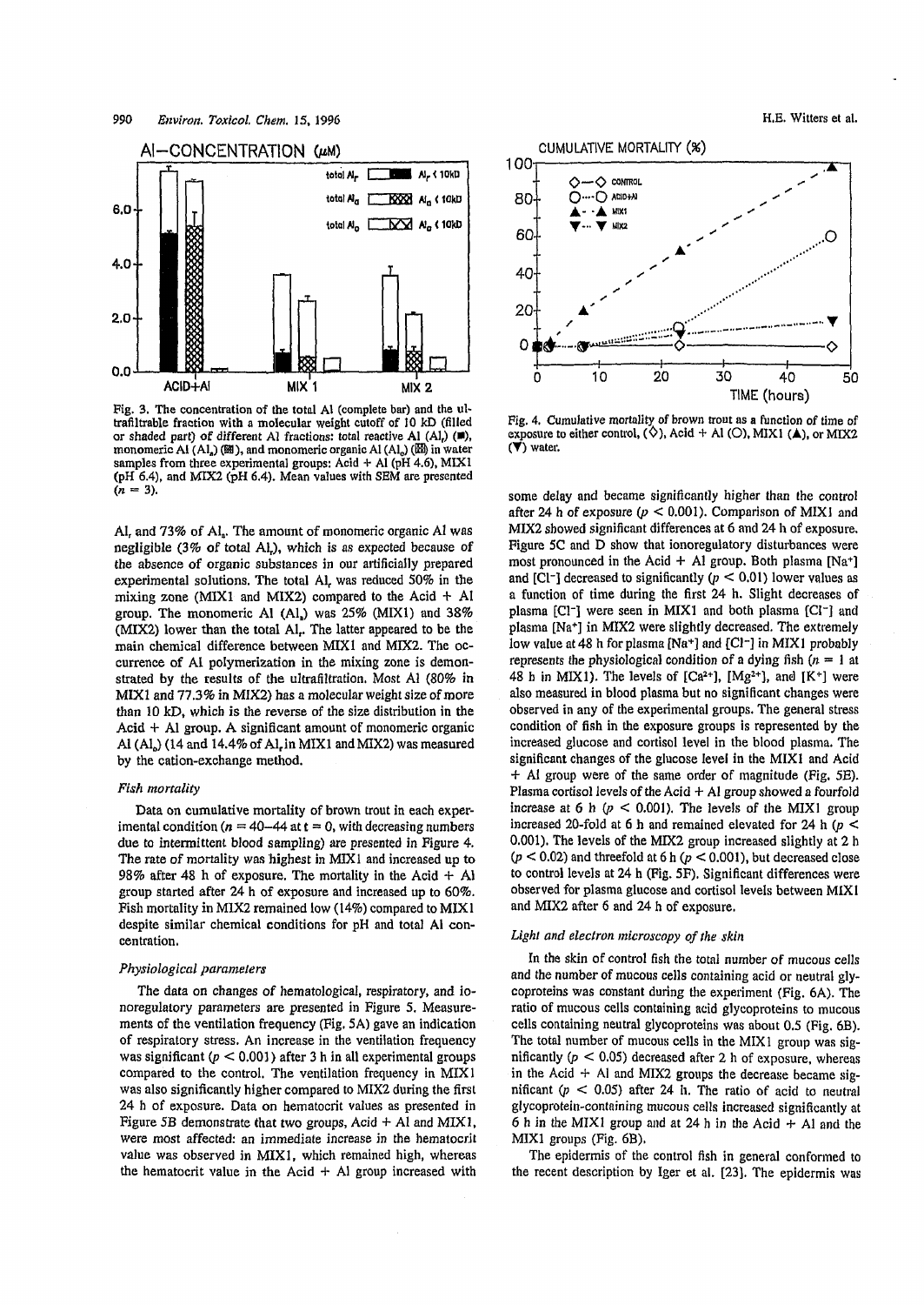Fig. 3. The concentration of the total Al (complete bar) and the ultrafiltrable fraction with a molecular weight cutoff of 10 kD (filled or shaded part) of different Al fractions: total reactive Al ($Al_r$) (■), monomeric Al ($Al_a$) (▨), and monomeric organic Al ($Al_o$) (▨) in water samples from three experimental groups: Acid + Al (pH 4.6), MIX1 (pH 6.4), and MIX2 (pH 6.4). Mean values with SEM are presented ($n = 3$).

Fig. 4. Cumulative mortality of brown trout as a function of time of exposure to either control, (◇), Acid + Al (○), MIX1 (▲), or MIX2 (▼) water.

$Al_r$ and 73% of $Al_a$. The amount of monomeric organic Al was negligible (3% of total $Al_r$), which is as expected because of the absence of organic substances in our artificially prepared experimental solutions. The total $Al_r$ was reduced 50% in the mixing zone (MIX1 and MIX2) compared to the Acid + Al group. The monomeric Al ($Al_a$) was 25% (MIX1) and 38% (MIX2) lower than the total $Al_r$. The latter appeared to be the main chemical difference between MIX1 and MIX2. The occurrence of Al polymerization in the mixing zone is demonstrated by the results of the ultrafiltration. Most Al (80% in MIX1 and 77.3% in MIX2) has a molecular weight size of more than 10 kD, which is the reverse of the size distribution in the Acid + Al group. A significant amount of monomeric organic Al ($Al_o$) (14 and 14.4% of $Al_r$ in MIX1 and MIX2) was measured by the cation-exchange method.

### Fish mortality

Data on cumulative mortality of brown trout in each experimental condition ($n = 40$–$44$ at $t = 0$, with decreasing numbers due to intermittent blood sampling) are presented in Figure 4. The rate of mortality was highest in MIX1 and increased up to 98% after 48 h of exposure. The mortality in the Acid + Al group started after 24 h of exposure and increased up to 60%. Fish mortality in MIX2 remained low (14%) compared to MIX1 despite similar chemical conditions for pH and total Al concentration.

### Physiological parameters

The data on changes of hematological, respiratory, and ionoregulatory parameters are presented in Figure 5. Measurements of the ventilation frequency (Fig. 5A) gave an indication of respiratory stress. An increase in the ventilation frequency was significant ($p < 0.001$) after 3 h in all experimental groups compared to the control. The ventilation frequency in MIX1 was also significantly higher compared to MIX2 during the first 24 h of exposure. Data on hematocrit values as presented in Figure 5B demonstrate that two groups, Acid + Al and MIX1, were most affected: an immediate increase in the hematocrit value was observed in MIX1, which remained high, whereas the hematocrit value in the Acid + Al group increased with some delay and became significantly higher than the control after 24 h of exposure ($p < 0.001$). Comparison of MIX1 and MIX2 showed significant differences at 6 and 24 h of exposure. Figure 5C and D show that ionoregulatory disturbances were most pronounced in the Acid + Al group. Both plasma [$Na^+$] and [$Cl^-$] decreased to significantly ($p < 0.01$) lower values as a function of time during the first 24 h. Slight decreases of plasma [$Cl^-$] were seen in MIX1 and both plasma [$Cl^-$] and plasma [$Na^+$] in MIX2 were slightly decreased. The extremely low value at 48 h for plasma [$Na^+$] and [$Cl^-$] in MIX1 probably represents the physiological condition of a dying fish ($n = 1$ at 48 h in MIX1). The levels of [$Ca^{2+}$], [$Mg^{2+}$], and [$K^+$] were also measured in blood plasma but no significant changes were observed in any of the experimental groups. The general stress condition of fish in the exposure groups is represented by the increased glucose and cortisol level in the blood plasma. The significant changes of the glucose level in the MIX1 and Acid + Al group were of the same order of magnitude (Fig. 5E). Plasma cortisol levels of the Acid + Al group showed a fourfold increase at 6 h ($p < 0.001$). The levels of the MIX1 group increased 20-fold at 6 h and remained elevated for 24 h ($p < 0.001$). The levels of the MIX2 group increased slightly at 2 h ($p < 0.02$) and threefold at 6 h ($p < 0.001$), but decreased close to control levels at 24 h (Fig. 5F). Significant differences were observed for plasma glucose and cortisol levels between MIX1 and MIX2 after 6 and 24 h of exposure.

### Light and electron microscopy of the skin

In the skin of control fish the total number of mucous cells and the number of mucous cells containing acid or neutral glycoproteins was constant during the experiment (Fig. 6A). The ratio of mucous cells containing acid glycoproteins to mucous cells containing neutral glycoproteins was about 0.5 (Fig. 6B). The total number of mucous cells in the MIX1 group was significantly ($p < 0.05$) decreased after 2 h of exposure, whereas in the Acid + Al and MIX2 groups the decrease became significant ($p < 0.05$) after 24 h. The ratio of acid to neutral glycoprotein-containing mucous cells increased significantly at 6 h in the MIX1 group and at 24 h in the Acid + Al and the MIX1 groups (Fig. 6B).

The epidermis of the control fish in general conformed to the recent description by Iger et al. [23]. The epidermis was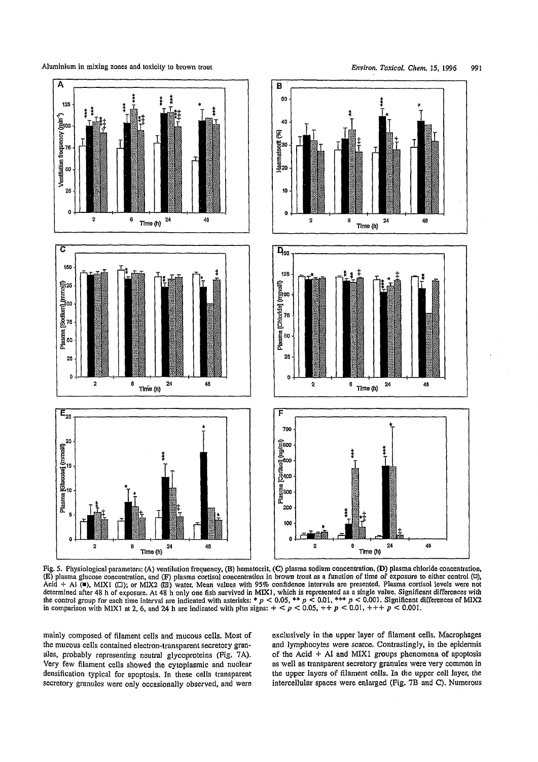Fig. 5. Physiological parameters: (A) ventilation frequency, (B) hematocrit, (C) plasma sodium concentration, (D) plasma chloride concentration, (E) plasma glucose concentration, and (F) plasma cortisol concentration in brown trout as a function of time of exposure to either control (□), Acid + Al (■), MIX1 (□); or MIX2 (▨) water. Mean values with 95% confidence intervals are presented. Plasma cortisol levels were not determined after 48 h of exposure. At 48 h only one fish survived in MIX1, which is represented as a single value. Significant differences with the control group for each time interval are indicated with asterisks: * $p < 0.05$, ** $p < 0.01$, *** $p < 0.001$. Significant differences of MIX2 in comparison with MIX1 at 2, 6, and 24 h are indicated with plus signs: + < $p < 0.05$, ++ $p < 0.01$, +++ $p < 0.001$.

mainly composed of filament cells and mucous cells. Most of the mucous cells contained electron-transparent secretory granules, probably representing neutral glycoproteins (Fig. 7A). Very few filament cells showed the cytoplasmic and nuclear densification typical for apoptosis. In these cells transparent secretory granules were only occasionally observed, and were exclusively in the upper layer of filament cells. Macrophages and lymphocytes were scarce. Contrastingly, in the epidermis of the Acid + Al and MIX1 groups phenomena of apoptosis as well as transparent secretory granules were very common in the upper layers of filament cells. In the upper cell layer, the intercellular spaces were enlarged (Fig. 7B and C). Numerous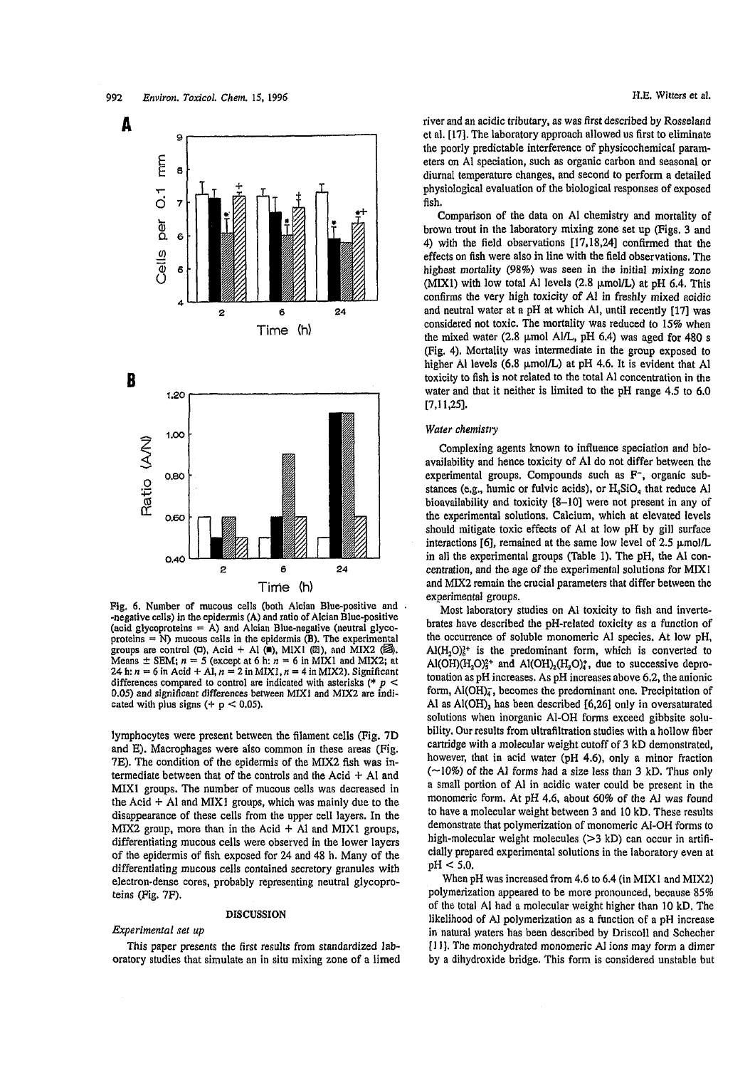Fig. 6. Number of mucous cells (both Alcian Blue-positive and -negative cells) in the epidermis (A) and ratio of Alcian Blue-positive (acid glycoproteins = A) and Alcian Blue-negative (neutral glycoproteins = N) mucous cells in the epidermis (B). The experimental groups are control (□), Acid + Al (■), MIX1 (▨), and MIX2 (▨). Means ± SEM; $n = 5$ (except at 6 h: $n = 6$ in MIX1 and MIX2; at 24 h: $n = 6$ in Acid + Al, $n = 2$ in MIX1, $n = 4$ in MIX2). Significant differences compared to control are indicated with asterisks (* $p < 0.05$) and significant differences between MIX1 and MIX2 are indicated with plus signs (+ $p < 0.05$).

lymphocytes were present between the filament cells (Fig. 7D and E). Macrophages were also common in these areas (Fig. 7E). The condition of the epidermis of the MIX2 fish was intermediate between that of the controls and the Acid + Al and MIX1 groups. The number of mucous cells was decreased in the Acid + Al and MIX1 groups, which was mainly due to the disappearance of these cells from the upper cell layers. In the MIX2 group, more than in the Acid + Al and MIX1 groups, differentiating mucous cells were observed in the lower layers of the epidermis of fish exposed for 24 and 48 h. Many of the differentiating mucous cells contained secretory granules with electron-dense cores, probably representing neutral glycoproteins (Fig. 7F).

## DISCUSSION

### *Experimental set up*

This paper presents the first results from standardized laboratory studies that simulate an in situ mixing zone of a limed river and an acidic tributary, as was first described by Rosseland et al. [17]. The laboratory approach allowed us first to eliminate the poorly predictable interference of physicochemical parameters on Al speciation, such as organic carbon and seasonal or diurnal temperature changes, and second to perform a detailed physiological evaluation of the biological responses of exposed fish.

Comparison of the data on Al chemistry and mortality of brown trout in the laboratory mixing zone set up (Figs. 3 and 4) with the field observations [17,18,24] confirmed that the effects on fish were also in line with the field observations. The highest mortality (98%) was seen in the initial mixing zone (MIX1) with low total Al levels (2.8 μmol/L) at pH 6.4. This confirms the very high toxicity of Al in freshly mixed acidic and neutral water at a pH at which Al, until recently [17] was considered not toxic. The mortality was reduced to 15% when the mixed water (2.8 μmol Al/L, pH 6.4) was aged for 480 s (Fig. 4). Mortality was intermediate in the group exposed to higher Al levels (6.8 μmol/L) at pH 4.6. It is evident that Al toxicity to fish is not related to the total Al concentration in the water and that it neither is limited to the pH range 4.5 to 6.0 [7,11,25].

### *Water chemistry*

Complexing agents known to influence speciation and bioavailability and hence toxicity of Al do not differ between the experimental groups. Compounds such as $F^-$, organic substances (e.g., humic or fulvic acids), or $H_4SiO_4$ that reduce Al bioavailability and toxicity [8–10] were not present in any of the experimental solutions. Calcium, which at elevated levels should mitigate toxic effects of Al at low pH by gill surface interactions [6], remained at the same low level of 2.5 μmol/L in all the experimental groups (Table 1). The pH, the Al concentration, and the age of the experimental solutions for MIX1 and MIX2 remain the crucial parameters that differ between the experimental groups.

Most laboratory studies on Al toxicity to fish and invertebrates have described the pH-related toxicity as a function of the occurrence of soluble monomeric Al species. At low pH, $Al(H_2O)_6^{3+}$ is the predominant form, which is converted to $Al(OH)(H_2O)_5^{2+}$ and $Al(OH)_2(H_2O)_4^{+}$, due to successive deprotonation as pH increases. As pH increases above 6.2, the anionic form, $Al(OH)_4^-$, becomes the predominant one. Precipitation of Al as $Al(OH)_3$ has been described [6,26] only in oversaturated solutions when inorganic Al-OH forms exceed gibbsite solubility. Our results from ultrafiltration studies with a hollow fiber cartridge with a molecular weight cutoff of 3 kD demonstrated, however, that in acid water (pH 4.6), only a minor fraction (~10%) of the Al forms had a size less than 3 kD. Thus only a small portion of Al in acidic water could be present in the monomeric form. At pH 4.6, about 60% of the Al was found to have a molecular weight between 3 and 10 kD. These results demonstrate that polymerization of monomeric Al-OH forms to high-molecular weight molecules (>3 kD) can occur in artificially prepared experimental solutions in the laboratory even at pH < 5.0.

When pH was increased from 4.6 to 6.4 (in MIX1 and MIX2) polymerization appeared to be more pronounced, because 85% of the total Al had a molecular weight higher than 10 kD. The likelihood of Al polymerization as a function of a pH increase in natural waters has been described by Driscoll and Schecher [11]. The monohydrated monomeric Al ions may form a dimer by a dihydroxide bridge. This form is considered unstable but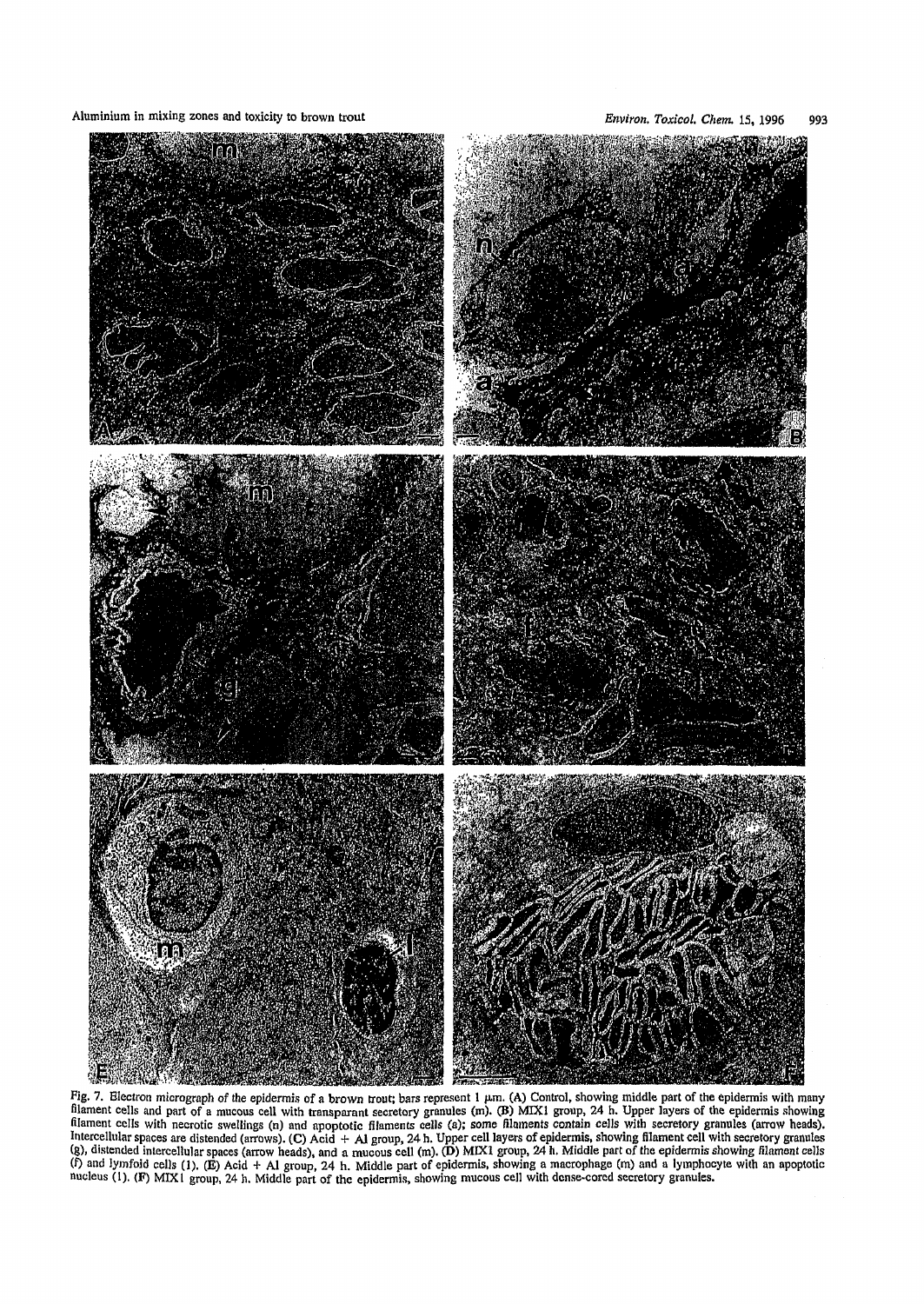Fig. 7. Electron micrograph of the epidermis of a brown trout; bars represent 1 μm. (A) Control, showing middle part of the epidermis with many filament cells and part of a mucous cell with transparant secretory granules (m). (B) MIX1 group, 24 h. Upper layers of the epidermis showing filament cells with necrotic swellings (n) and apoptotic filaments cells (a); some filaments contain cells with secretory granules (arrow heads). Intercellular spaces are distended (arrows). (C) Acid + Al group, 24 h. Upper cell layers of epidermis, showing filament cell with secretory granules (g), distended intercellular spaces (arrow heads), and a mucous cell (m). (D) MIX1 group, 24 h. Middle part of the epidermis showing filament cells (f) and lymfoid cells (l). (E) Acid + Al group, 24 h. Middle part of epidermis, showing a macrophage (m) and a lymphocyte with an apoptotic nucleus (l). (F) MIX1 group, 24 h. Middle part of the epidermis, showing mucous cell with dense-cored secretory granules.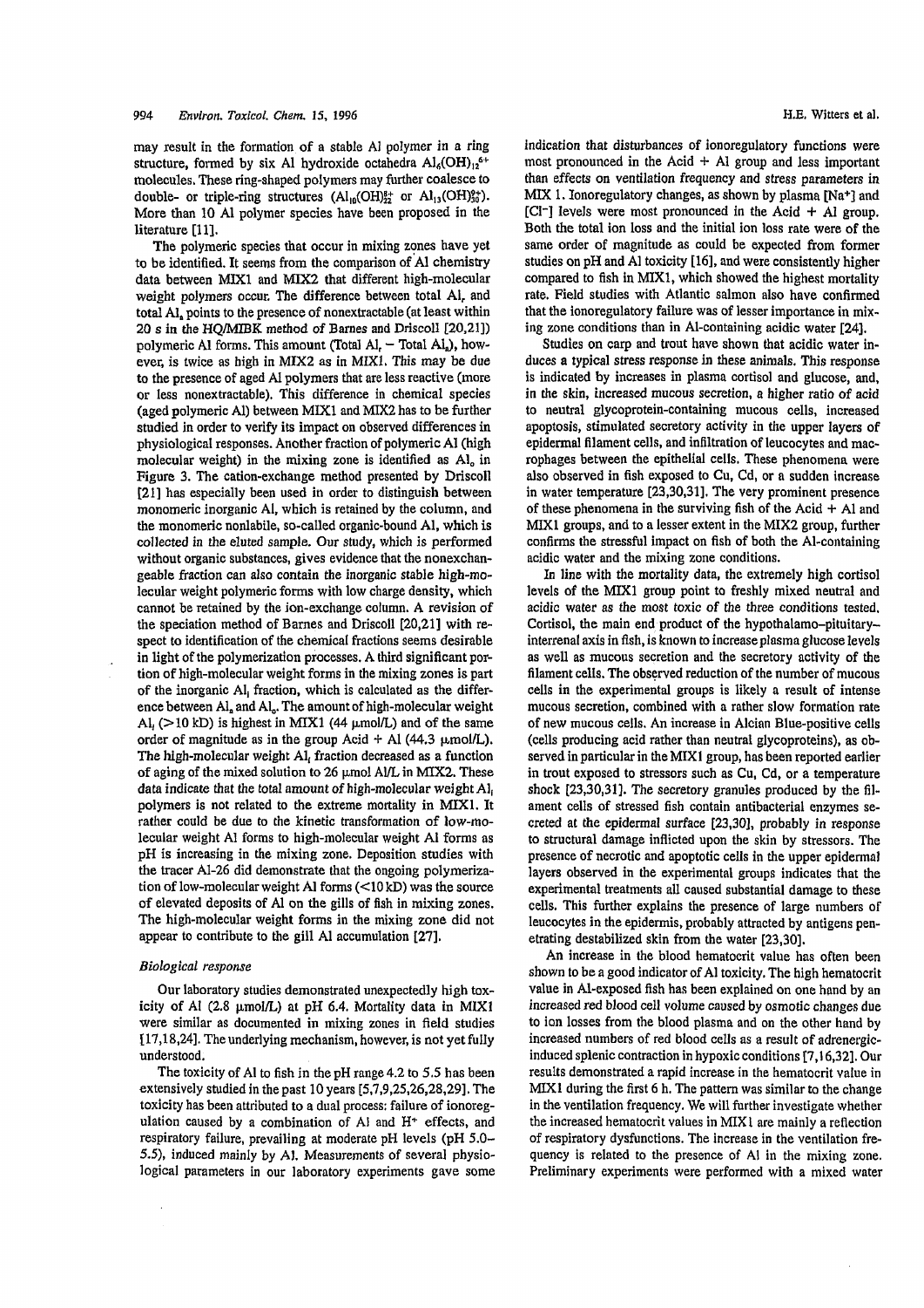may result in the formation of a stable Al polymer in a ring structure, formed by six Al hydroxide octahedra $Al_6(OH)_{12}^{6+}$ molecules. These ring-shaped polymers may further coalesce to double- or triple-ring structures ($Al_{10}(OH)_{22}^{8+}$ or $Al_{13}(OH)_{30}^{9+}$). More than 10 Al polymer species have been proposed in the literature [11].

The polymeric species that occur in mixing zones have yet to be identified. It seems from the comparison of Al chemistry data between MIX1 and MIX2 that different high-molecular weight polymers occur. The difference between total $Al_r$ and total $Al_a$ points to the presence of nonextractable (at least within 20 s in the HQ/MIBK method of Barnes and Driscoll [20,21]) polymeric Al forms. This amount (Total $Al_r$ − Total $Al_a$), however, is twice as high in MIX2 as in MIX1. This may be due to the presence of aged Al polymers that are less reactive (more or less nonextractable). This difference in chemical species (aged polymeric Al) between MIX1 and MIX2 has to be further studied in order to verify its impact on observed differences in physiological responses. Another fraction of polymeric Al (high molecular weight) in the mixing zone is identified as $Al_o$ in Figure 3. The cation-exchange method presented by Driscoll [21] has especially been used in order to distinguish between monomeric inorganic Al, which is retained by the column, and the monomeric nonlabile, so-called organic-bound Al, which is collected in the eluted sample. Our study, which is performed without organic substances, gives evidence that the nonexchangeable fraction can also contain the inorganic stable high-molecular weight polymeric forms with low charge density, which cannot be retained by the ion-exchange column. A revision of the speciation method of Barnes and Driscoll [20,21] with respect to identification of the chemical fractions seems desirable in light of the polymerization processes. A third significant portion of high-molecular weight forms in the mixing zones is part of the inorganic $Al_i$ fraction, which is calculated as the difference between $Al_a$ and $Al_o$. The amount of high-molecular weight $Al_i$ (>10 kD) is highest in MIX1 (44 μmol/L) and of the same order of magnitude as in the group Acid + Al (44.3 μmol/L). The high-molecular weight $Al_i$ fraction decreased as a function of aging of the mixed solution to 26 μmol Al/L in MIX2. These data indicate that the total amount of high-molecular weight $Al_i$ polymers is not related to the extreme mortality in MIX1. It rather could be due to the kinetic transformation of low-molecular weight Al forms to high-molecular weight Al forms as pH is increasing in the mixing zone. Deposition studies with the tracer Al-26 did demonstrate that the ongoing polymerization of low-molecular weight Al forms (<10 kD) was the source of elevated deposits of Al on the gills of fish in mixing zones. The high-molecular weight forms in the mixing zone did not appear to contribute to the gill Al accumulation [27].

### *Biological response*

Our laboratory studies demonstrated unexpectedly high toxicity of Al (2.8 μmol/L) at pH 6.4. Mortality data in MIX1 were similar as documented in mixing zones in field studies [17,18,24]. The underlying mechanism, however, is not yet fully understood.

The toxicity of Al to fish in the pH range 4.2 to 5.5 has been extensively studied in the past 10 years [5,7,9,25,26,28,29]. The toxicity has been attributed to a dual process: failure of ionoregulation caused by a combination of Al and $H^+$ effects, and respiratory failure, prevailing at moderate pH levels (pH 5.0–5.5), induced mainly by Al. Measurements of several physiological parameters in our laboratory experiments gave some indication that disturbances of ionoregulatory functions were most pronounced in the Acid + Al group and less important than effects on ventilation frequency and stress parameters in MIX 1. Ionoregulatory changes, as shown by plasma $[Na^+]$ and $[Cl^-]$ levels were most pronounced in the Acid + Al group. Both the total ion loss and the initial ion loss rate were of the same order of magnitude as could be expected from former studies on pH and Al toxicity [16], and were consistently higher compared to fish in MIX1, which showed the highest mortality rate. Field studies with Atlantic salmon also have confirmed that the ionoregulatory failure was of lesser importance in mixing zone conditions than in Al-containing acidic water [24].

Studies on carp and trout have shown that acidic water induces a typical stress response in these animals. This response is indicated by increases in plasma cortisol and glucose, and, in the skin, increased mucous secretion, a higher ratio of acid to neutral glycoprotein-containing mucous cells, increased apoptosis, stimulated secretory activity in the upper layers of epidermal filament cells, and infiltration of leucocytes and macrophages between the epithelial cells. These phenomena were also observed in fish exposed to Cu, Cd, or a sudden increase in water temperature [23,30,31]. The very prominent presence of these phenomena in the surviving fish of the Acid + Al and MIX1 groups, and to a lesser extent in the MIX2 group, further confirms the stressful impact on fish of both the Al-containing acidic water and the mixing zone conditions.

In line with the mortality data, the extremely high cortisol levels of the MIX1 group point to freshly mixed neutral and acidic water as the most toxic of the three conditions tested. Cortisol, the main end product of the hypothalamo–pituitary–interrenal axis in fish, is known to increase plasma glucose levels as well as mucous secretion and the secretory activity of the filament cells. The observed reduction of the number of mucous cells in the experimental groups is likely a result of intense mucous secretion, combined with a rather slow formation rate of new mucous cells. An increase in Alcian Blue-positive cells (cells producing acid rather than neutral glycoproteins), as observed in particular in the MIX1 group, has been reported earlier in trout exposed to stressors such as Cu, Cd, or a temperature shock [23,30,31]. The secretory granules produced by the filament cells of stressed fish contain antibacterial enzymes secreted at the epidermal surface [23,30], probably in response to structural damage inflicted upon the skin by stressors. The presence of necrotic and apoptotic cells in the upper epidermal layers observed in the experimental groups indicates that the experimental treatments all caused substantial damage to these cells. This further explains the presence of large numbers of leucocytes in the epidermis, probably attracted by antigens penetrating destabilized skin from the water [23,30].

An increase in the blood hematocrit value has often been shown to be a good indicator of Al toxicity. The high hematocrit value in Al-exposed fish has been explained on one hand by an increased red blood cell volume caused by osmotic changes due to ion losses from the blood plasma and on the other hand by increased numbers of red blood cells as a result of adrenergic-induced splenic contraction in hypoxic conditions [7,16,32]. Our results demonstrated a rapid increase in the hematocrit value in MIX1 during the first 6 h. The pattern was similar to the change in the ventilation frequency. We will further investigate whether the increased hematocrit values in MIX1 are mainly a reflection of respiratory dysfunctions. The increase in the ventilation frequency is related to the presence of Al in the mixing zone. Preliminary experiments were performed with a mixed water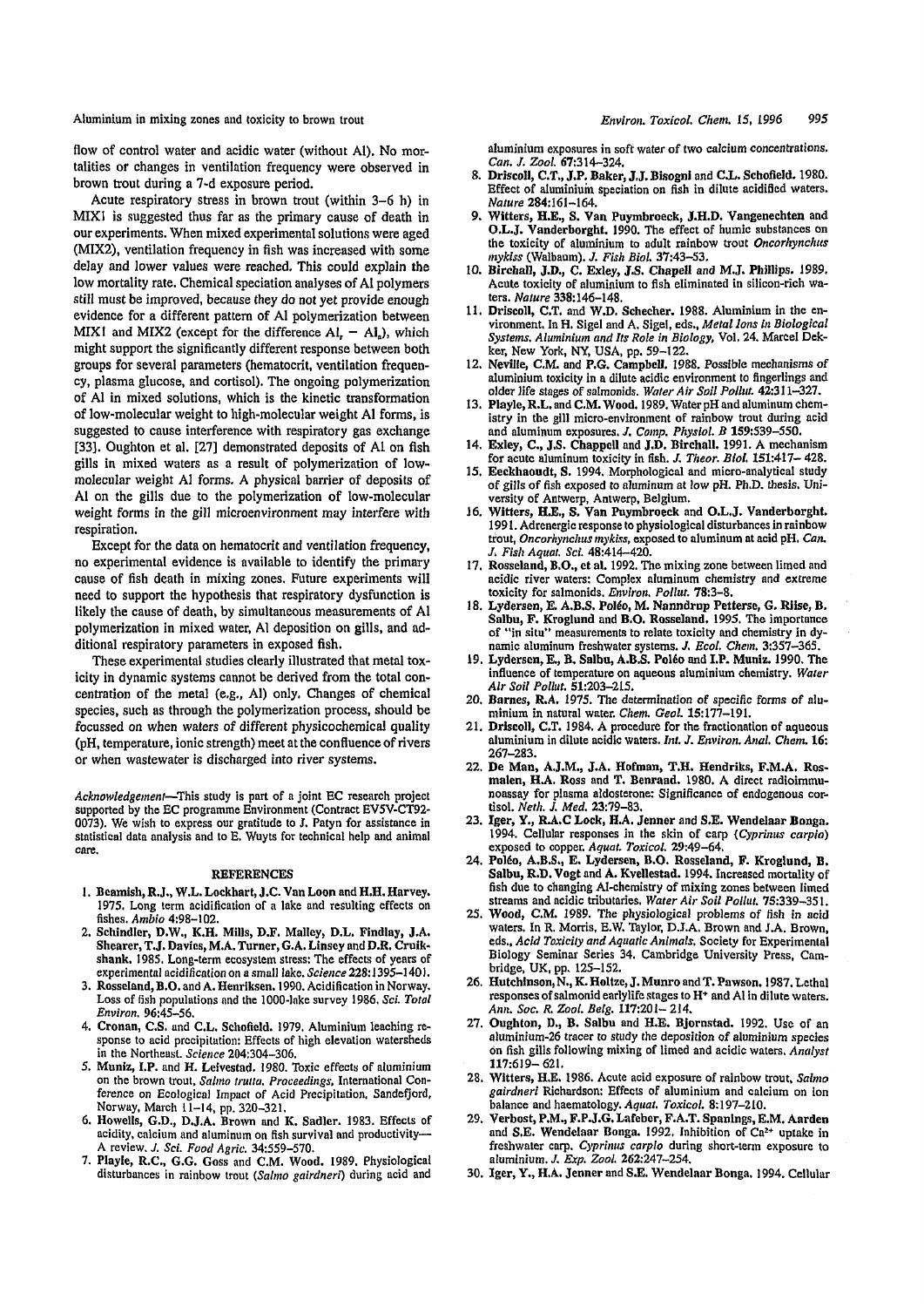flow of control water and acidic water (without Al). No mortalities or changes in ventilation frequency were observed in brown trout during a 7-d exposure period.

Acute respiratory stress in brown trout (within 3–6 h) in MIX1 is suggested thus far as the primary cause of death in our experiments. When mixed experimental solutions were aged (MIX2), ventilation frequency in fish was increased with some delay and lower values were reached. This could explain the low mortality rate. Chemical speciation analyses of Al polymers still must be improved, because they do not yet provide enough evidence for a different pattern of Al polymerization between MIX1 and MIX2 (except for the difference $Al_r - Al_a$), which might support the significantly different response between both groups for several parameters (hematocrit, ventilation frequency, plasma glucose, and cortisol). The ongoing polymerization of Al in mixed solutions, which is the kinetic transformation of low-molecular weight to high-molecular weight Al forms, is suggested to cause interference with respiratory gas exchange [33]. Oughton et al. [27] demonstrated deposits of Al on fish gills in mixed waters as a result of polymerization of low-molecular weight Al forms. A physical barrier of deposits of Al on the gills due to the polymerization of low-molecular weight forms in the gill microenvironment may interfere with respiration.

Except for the data on hematocrit and ventilation frequency, no experimental evidence is available to identify the primary cause of fish death in mixing zones. Future experiments will need to support the hypothesis that respiratory dysfunction is likely the cause of death, by simultaneous measurements of Al polymerization in mixed water, Al deposition on gills, and additional respiratory parameters in exposed fish.

These experimental studies clearly illustrated that metal toxicity in dynamic systems cannot be derived from the total concentration of the metal (e.g., Al) only. Changes of chemical species, such as through the polymerization process, should be focussed on when waters of different physicochemical quality (pH, temperature, ionic strength) meet at the confluence of rivers or when wastewater is discharged into river systems.

*Acknowledgement*—This study is part of a joint EC research project supported by the EC programme Environment (Contract EV5V-CT92-0073). We wish to express our gratitude to J. Patyn for assistance in statistical data analysis and to E. Wuyts for technical help and animal care.

## REFERENCES

1. **Beamish, R.J., W.L. Lockhart, J.C. Van Loon and H.H. Harvey.** 1975. Long term acidification of a lake and resulting effects on fishes. *Ambio* 4:98–102.
2. **Schindler, D.W., K.H. Mills, D.F. Malley, D.L. Findlay, J.A. Shearer, T.J. Davies, M.A. Turner, G.A. Linsey and D.R. Cruikshank.** 1985. Long-term ecosystem stress: The effects of years of experimental acidification on a small lake. *Science* 228:1395–1401.
3. **Rosseland, B.O. and A. Henriksen.** 1990. Acidification in Norway. Loss of fish populations and the 1000-lake survey 1986. *Sci. Total Environ.* 96:45–56.
4. **Cronan, C.S. and C.L. Schofield.** 1979. Aluminium leaching response to acid precipitation: Effects of high elevation watersheds in the Northeast. *Science* 204:304–306.
5. **Muniz, I.P. and H. Leivestad.** 1980. Toxic effects of aluminium on the brown trout, *Salmo trutta. Proceedings,* International Conference on Ecological Impact of Acid Precipitation, Sandefjord, Norway, March 11–14, pp. 320–321.
6. **Howells, G.D., D.J.A. Brown and K. Sadler.** 1983. Effects of acidity, calcium and aluminum on fish survival and productivity—A review. *J. Sci. Food Agric.* 34:559–570.
7. **Playle, R.C., G.G. Goss and C.M. Wood.** 1989. Physiological disturbances in rainbow trout (*Salmo gairdneri*) during acid and aluminium exposures in soft water of two calcium concentrations. *Can. J. Zool.* 67:314–324.
8. **Driscoll, C.T., J.P. Baker, J.J. Bisogni and C.L. Schofield.** 1980. Effect of aluminium speciation on fish in dilute acidified waters. *Nature* 284:161–164.
9. **Witters, H.E., S. Van Puymbroeck, J.H.D. Vangenechten and O.L.J. Vanderborght.** 1990. The effect of humic substances on the toxicity of aluminium to adult rainbow trout *Oncorhynchus mykiss* (Walbaum). *J. Fish Biol.* 37:43–53.
10. **Birchall, J.D., C. Exley, J.S. Chapell and M.J. Phillips.** 1989. Acute toxicity of aluminium to fish eliminated in silicon-rich waters. *Nature* 338:146–148.
11. **Driscoll, C.T. and W.D. Schecher.** 1988. Aluminium in the environment. In H. Sigel and A. Sigel, eds., *Metal Ions in Biological Systems. Aluminium and Its Role in Biology,* Vol. 24. Marcel Dekker, New York, NY, USA, pp. 59–122.
12. **Neville, C.M. and P.G. Campbell.** 1988. Possible mechanisms of aluminium toxicity in a dilute acidic environment to fingerlings and older life stages of salmonids. *Water Air Soil Pollut.* 42:311–327.
13. **Playle, R.L. and C.M. Wood.** 1989. Water pH and aluminum chemistry in the gill micro-environment of rainbow trout during acid and aluminum exposures. *J. Comp. Physiol. B* 159:539–550.
14. **Exley, C., J.S. Chappell and J.D. Birchall.** 1991. A mechanism for acute aluminum toxicity in fish. *J. Theor. Biol.* 151:417–428.
15. **Eeckhaoudt, S.** 1994. Morphological and micro-analytical study of gills of fish exposed to aluminum at low pH. Ph.D. thesis. University of Antwerp, Antwerp, Belgium.
16. **Witters, H.E., S. Van Puymbroeck and O.L.J. Vanderborght.** 1991. Adrenergic response to physiological disturbances in rainbow trout, *Oncorhynchus mykiss,* exposed to aluminum at acid pH. *Can. J. Fish Aquat. Sci.* 48:414–420.
17. **Rosseland, B.O., et al.** 1992. The mixing zone between limed and acidic river waters: Complex aluminum chemistry and extreme toxicity for salmonids. *Environ. Pollut.* 78:3–8.
18. **Lydersen, E. A.B.S. Poléo, M. Nanndrup Petterse, G. Riise, B. Salbu, F. Kroglund and B.O. Rosseland.** 1995. The importance of "in situ" measurements to relate toxicity and chemistry in dynamic aluminum freshwater systems. *J. Ecol. Chem.* 3:357–365.
19. **Lydersen, E., B. Salbu, A.B.S. Poléo and I.P. Muniz.** 1990. The influence of temperature on aqueous aluminium chemistry. *Water Air Soil Pollut.* 51:203–215.
20. **Barnes, R.A.** 1975. The determination of specific forms of aluminium in natural water. *Chem. Geol.* 15:177–191.
21. **Driscoll, C.T.** 1984. A procedure for the fractionation of aqueous aluminium in dilute acidic waters. *Int. J. Environ. Anal. Chem.* 16:267–283.
22. **De Man, A.J.M., J.A. Hofman, T.H. Hendriks, F.M.A. Rosmalen, H.A. Ross and T. Benraad.** 1980. A direct radioimmunoassay for plasma aldosterone: Significance of endogenous cortisol. *Neth. J. Med.* 23:79–83.
23. **Iger, Y., R.A.C Lock, H.A. Jenner and S.E. Wendelaar Bonga.** 1994. Cellular responses in the skin of carp (*Cyprinus carpio*) exposed to copper. *Aquat. Toxicol.* 29:49–64.
24. **Poléo, A.B.S., E. Lydersen, B.O. Rosseland, F. Kroglund, B. Salbu, R.D. Vogt and A. Kvellestad.** 1994. Increased mortality of fish due to changing Al-chemistry of mixing zones between limed streams and acidic tributaries. *Water Air Soil Pollut.* 75:339–351.
25. **Wood, C.M.** 1989. The physiological problems of fish in acid waters. In R. Morris, E.W. Taylor, D.J.A. Brown and J.A. Brown, eds., *Acid Toxicity and Aquatic Animals.* Society for Experimental Biology Seminar Series 34. Cambridge University Press, Cambridge, UK, pp. 125–152.
26. **Hutchinson, N., K. Holtze, J. Munro and T. Pawson.** 1987. Lethal responses of salmonid earlylife stages to $H^+$ and Al in dilute waters. *Ann. Soc. R. Zool. Belg.* 117:201–214.
27. **Oughton, D., B. Salbu and H.E. Bjornstad.** 1992. Use of an aluminium-26 tracer to study the deposition of aluminium species on fish gills following mixing of limed and acidic waters. *Analyst* 117:619–621.
28. **Witters, H.E.** 1986. Acute acid exposure of rainbow trout, *Salmo gairdneri* Richardson: Effects of aluminium and calcium on ion balance and haematology. *Aquat. Toxicol.* 8:197–210.
29. **Verbost, P.M., F.P.J.G. Lafeber, F.A.T. Spanings, E.M. Aarden and S.E. Wendelaar Bonga.** 1992. Inhibition of $Ca^{2+}$ uptake in freshwater carp, *Cyprinus carpio* during short-term exposure to aluminium. *J. Exp. Zool.* 262:247–254.
30. **Iger, Y., H.A. Jenner and S.E. Wendelaar Bonga.** 1994. Cellular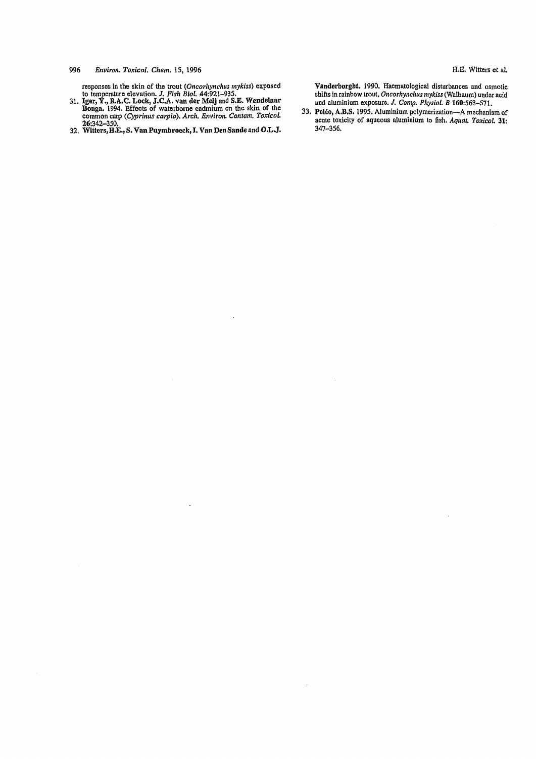responses in the skin of the trout (*Oncorhynchus mykiss*) exposed to temperature elevation. *J. Fish Biol.* 44:921–935.

31. **Iger, Y., R.A.C. Lock, J.C.A. van der Meij** and **S.E. Wendelaar Bonga.** 1994. Effects of waterborne cadmium on the skin of the common carp (*Cyprinus carpio*). *Arch. Environ. Contam. Toxicol.* 26:342–350.
32. **Witters, H.E., S. Van Puymbroeck, I. Van Den Sande** and **O.L.J. Vanderborght.** 1990. Haematological disturbances and osmotic shifts in rainbow trout, *Oncorhynchus mykiss* (Walbaum) under acid and aluminium exposure. *J. Comp. Physiol. B* 160:563–571.
33. **Poléo, A.B.S.** 1995. Aluminium polymerization—A mechanism of acute toxicity of aqueous aluminium to fish. *Aquat. Toxicol.* 31: 347–356.